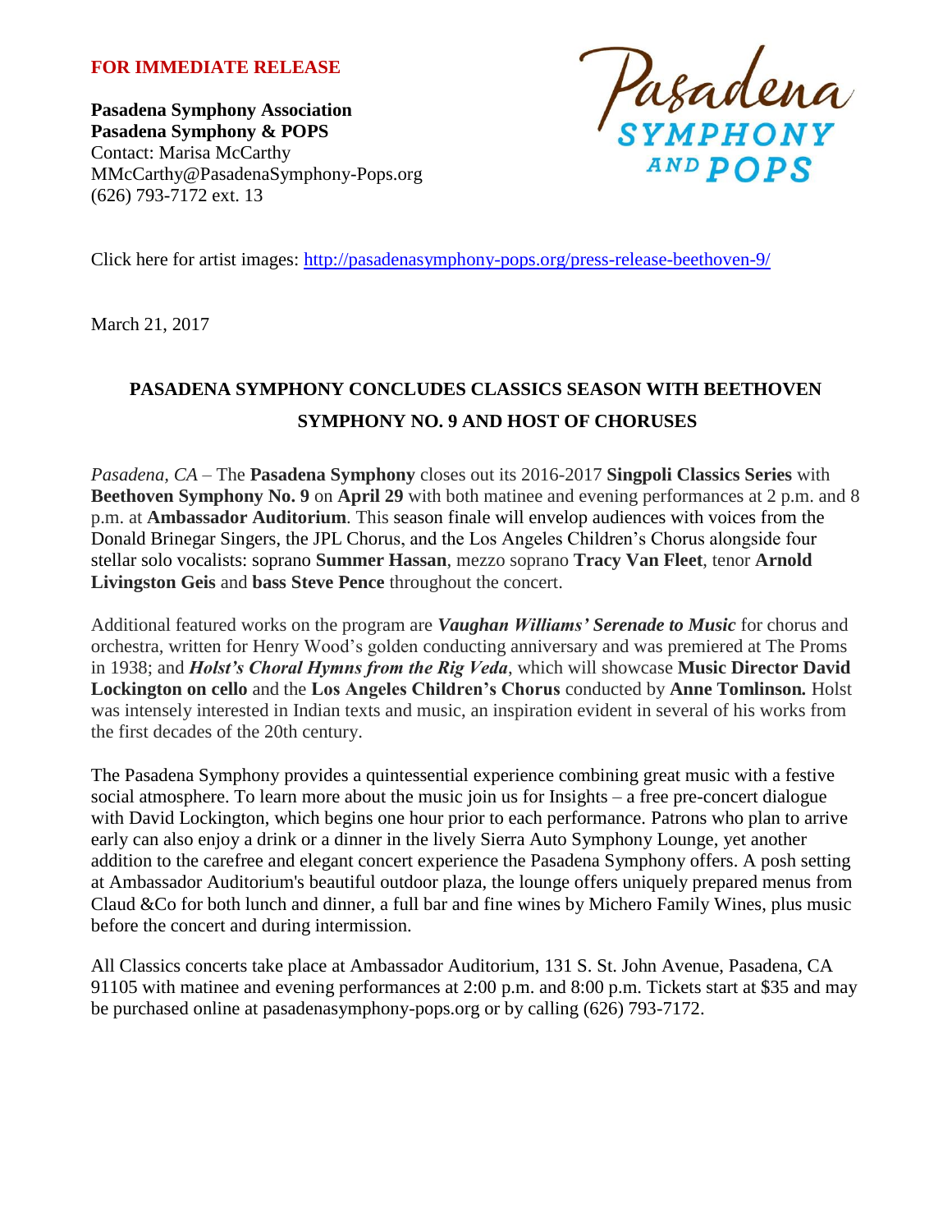**FOR IMMEDIATE RELEASE**

**Pasadena Symphony Association**
**Pasadena Symphony & POPS**
Contact: Marisa McCarthy
MMcCarthy@PasadenaSymphony-Pops.org
(626) 793-7172 ext. 13

Pasadena SYMPHONY AND POPS

Click here for artist images: http://pasadenasymphony-pops.org/press-release-beethoven-9/

March 21, 2017

## PASADENA SYMPHONY CONCLUDES CLASSICS SEASON WITH BEETHOVEN SYMPHONY NO. 9 AND HOST OF CHORUSES

*Pasadena, CA* – The **Pasadena Symphony** closes out its 2016-2017 **Singpoli Classics Series** with **Beethoven Symphony No. 9** on **April 29** with both matinee and evening performances at 2 p.m. and 8 p.m. at **Ambassador Auditorium**. This season finale will envelop audiences with voices from the Donald Brinegar Singers, the JPL Chorus, and the Los Angeles Children's Chorus alongside four stellar solo vocalists: soprano **Summer Hassan**, mezzo soprano **Tracy Van Fleet**, tenor **Arnold Livingston Geis** and **bass Steve Pence** throughout the concert.

Additional featured works on the program are ***Vaughan Williams' Serenade to Music*** for chorus and orchestra, written for Henry Wood's golden conducting anniversary and was premiered at The Proms in 1938; and ***Holst's Choral Hymns from the Rig Veda***, which will showcase **Music Director David Lockington on cello** and the **Los Angeles Children's Chorus** conducted by **Anne Tomlinson.** Holst was intensely interested in Indian texts and music, an inspiration evident in several of his works from the first decades of the 20th century.

The Pasadena Symphony provides a quintessential experience combining great music with a festive social atmosphere. To learn more about the music join us for Insights – a free pre-concert dialogue with David Lockington, which begins one hour prior to each performance. Patrons who plan to arrive early can also enjoy a drink or a dinner in the lively Sierra Auto Symphony Lounge, yet another addition to the carefree and elegant concert experience the Pasadena Symphony offers. A posh setting at Ambassador Auditorium's beautiful outdoor plaza, the lounge offers uniquely prepared menus from Claud &Co for both lunch and dinner, a full bar and fine wines by Michero Family Wines, plus music before the concert and during intermission.

All Classics concerts take place at Ambassador Auditorium, 131 S. St. John Avenue, Pasadena, CA 91105 with matinee and evening performances at 2:00 p.m. and 8:00 p.m. Tickets start at $35 and may be purchased online at pasadenasymphony-pops.org or by calling (626) 793-7172.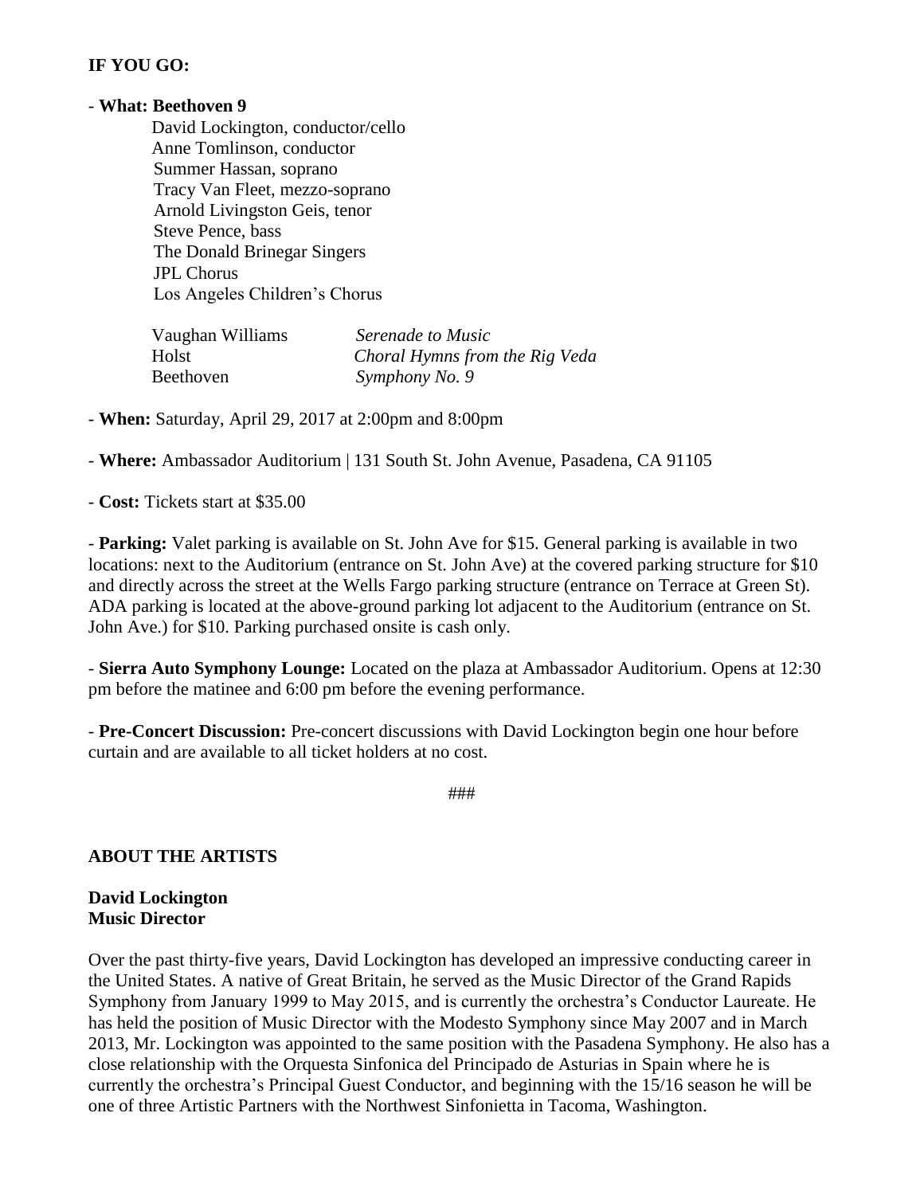**IF YOU GO:**

- **What: Beethoven 9**

  David Lockington, conductor/cello
  Anne Tomlinson, conductor
  Summer Hassan, soprano
  Tracy Van Fleet, mezzo-soprano
  Arnold Livingston Geis, tenor
  Steve Pence, bass
  The Donald Brinegar Singers
  JPL Chorus
  Los Angeles Children's Chorus

| | |
|---|---|
| Vaughan Williams | *Serenade to Music* |
| Holst | *Choral Hymns from the Rig Veda* |
| Beethoven | *Symphony No. 9* |

- **When:** Saturday, April 29, 2017 at 2:00pm and 8:00pm

- **Where:** Ambassador Auditorium | 131 South St. John Avenue, Pasadena, CA 91105

- **Cost:** Tickets start at $35.00

- **Parking:** Valet parking is available on St. John Ave for $15. General parking is available in two locations: next to the Auditorium (entrance on St. John Ave) at the covered parking structure for $10 and directly across the street at the Wells Fargo parking structure (entrance on Terrace at Green St). ADA parking is located at the above-ground parking lot adjacent to the Auditorium (entrance on St. John Ave.) for $10. Parking purchased onsite is cash only.

- **Sierra Auto Symphony Lounge:** Located on the plaza at Ambassador Auditorium. Opens at 12:30 pm before the matinee and 6:00 pm before the evening performance.

- **Pre-Concert Discussion:** Pre-concert discussions with David Lockington begin one hour before curtain and are available to all ticket holders at no cost.

###

**ABOUT THE ARTISTS**

**David Lockington**
**Music Director**

Over the past thirty-five years, David Lockington has developed an impressive conducting career in the United States. A native of Great Britain, he served as the Music Director of the Grand Rapids Symphony from January 1999 to May 2015, and is currently the orchestra's Conductor Laureate. He has held the position of Music Director with the Modesto Symphony since May 2007 and in March 2013, Mr. Lockington was appointed to the same position with the Pasadena Symphony. He also has a close relationship with the Orquesta Sinfonica del Principado de Asturias in Spain where he is currently the orchestra's Principal Guest Conductor, and beginning with the 15/16 season he will be one of three Artistic Partners with the Northwest Sinfonietta in Tacoma, Washington.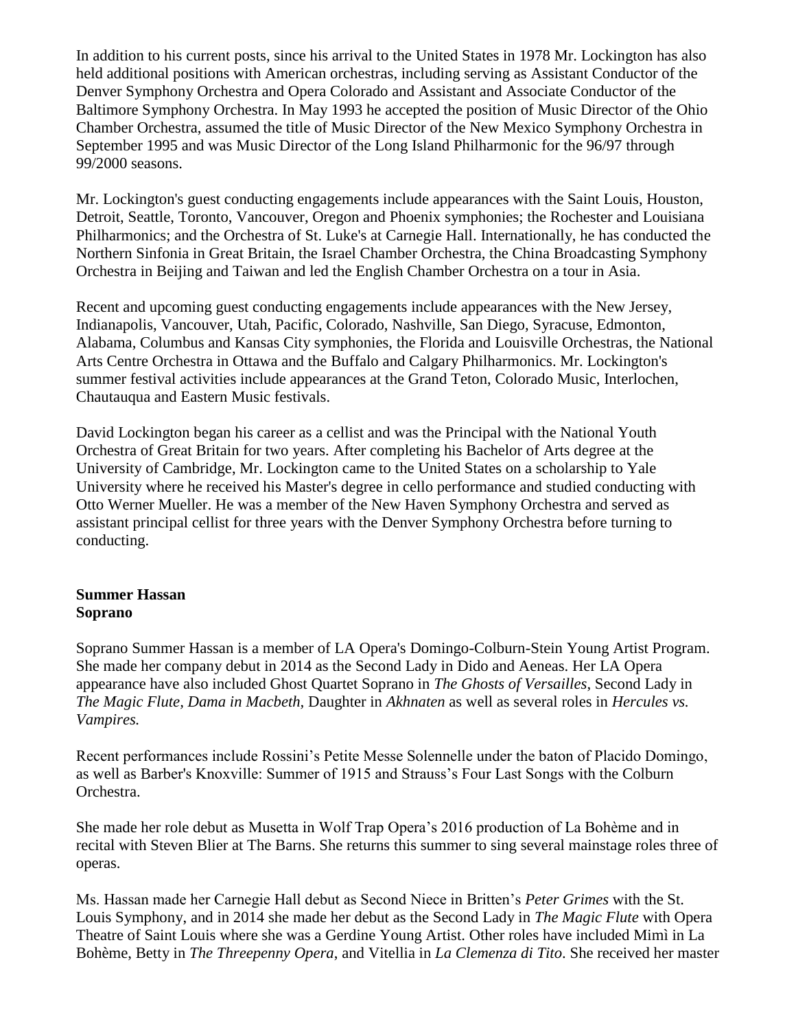In addition to his current posts, since his arrival to the United States in 1978 Mr. Lockington has also held additional positions with American orchestras, including serving as Assistant Conductor of the Denver Symphony Orchestra and Opera Colorado and Assistant and Associate Conductor of the Baltimore Symphony Orchestra. In May 1993 he accepted the position of Music Director of the Ohio Chamber Orchestra, assumed the title of Music Director of the New Mexico Symphony Orchestra in September 1995 and was Music Director of the Long Island Philharmonic for the 96/97 through 99/2000 seasons.

Mr. Lockington's guest conducting engagements include appearances with the Saint Louis, Houston, Detroit, Seattle, Toronto, Vancouver, Oregon and Phoenix symphonies; the Rochester and Louisiana Philharmonics; and the Orchestra of St. Luke's at Carnegie Hall. Internationally, he has conducted the Northern Sinfonia in Great Britain, the Israel Chamber Orchestra, the China Broadcasting Symphony Orchestra in Beijing and Taiwan and led the English Chamber Orchestra on a tour in Asia.

Recent and upcoming guest conducting engagements include appearances with the New Jersey, Indianapolis, Vancouver, Utah, Pacific, Colorado, Nashville, San Diego, Syracuse, Edmonton, Alabama, Columbus and Kansas City symphonies, the Florida and Louisville Orchestras, the National Arts Centre Orchestra in Ottawa and the Buffalo and Calgary Philharmonics. Mr. Lockington's summer festival activities include appearances at the Grand Teton, Colorado Music, Interlochen, Chautauqua and Eastern Music festivals.

David Lockington began his career as a cellist and was the Principal with the National Youth Orchestra of Great Britain for two years. After completing his Bachelor of Arts degree at the University of Cambridge, Mr. Lockington came to the United States on a scholarship to Yale University where he received his Master's degree in cello performance and studied conducting with Otto Werner Mueller. He was a member of the New Haven Symphony Orchestra and served as assistant principal cellist for three years with the Denver Symphony Orchestra before turning to conducting.

**Summer Hassan**
**Soprano**

Soprano Summer Hassan is a member of LA Opera's Domingo-Colburn-Stein Young Artist Program. She made her company debut in 2014 as the Second Lady in Dido and Aeneas. Her LA Opera appearance have also included Ghost Quartet Soprano in *The Ghosts of Versailles*, Second Lady in *The Magic Flute, Dama in Macbeth*, Daughter in *Akhnaten* as well as several roles in *Hercules vs. Vampires.*

Recent performances include Rossini's Petite Messe Solennelle under the baton of Placido Domingo, as well as Barber's Knoxville: Summer of 1915 and Strauss's Four Last Songs with the Colburn Orchestra.

She made her role debut as Musetta in Wolf Trap Opera's 2016 production of La Bohème and in recital with Steven Blier at The Barns. She returns this summer to sing several mainstage roles three of operas.

Ms. Hassan made her Carnegie Hall debut as Second Niece in Britten's *Peter Grimes* with the St. Louis Symphony, and in 2014 she made her debut as the Second Lady in *The Magic Flute* with Opera Theatre of Saint Louis where she was a Gerdine Young Artist. Other roles have included Mimì in La Bohème, Betty in *The Threepenny Opera*, and Vitellia in *La Clemenza di Tito*. She received her master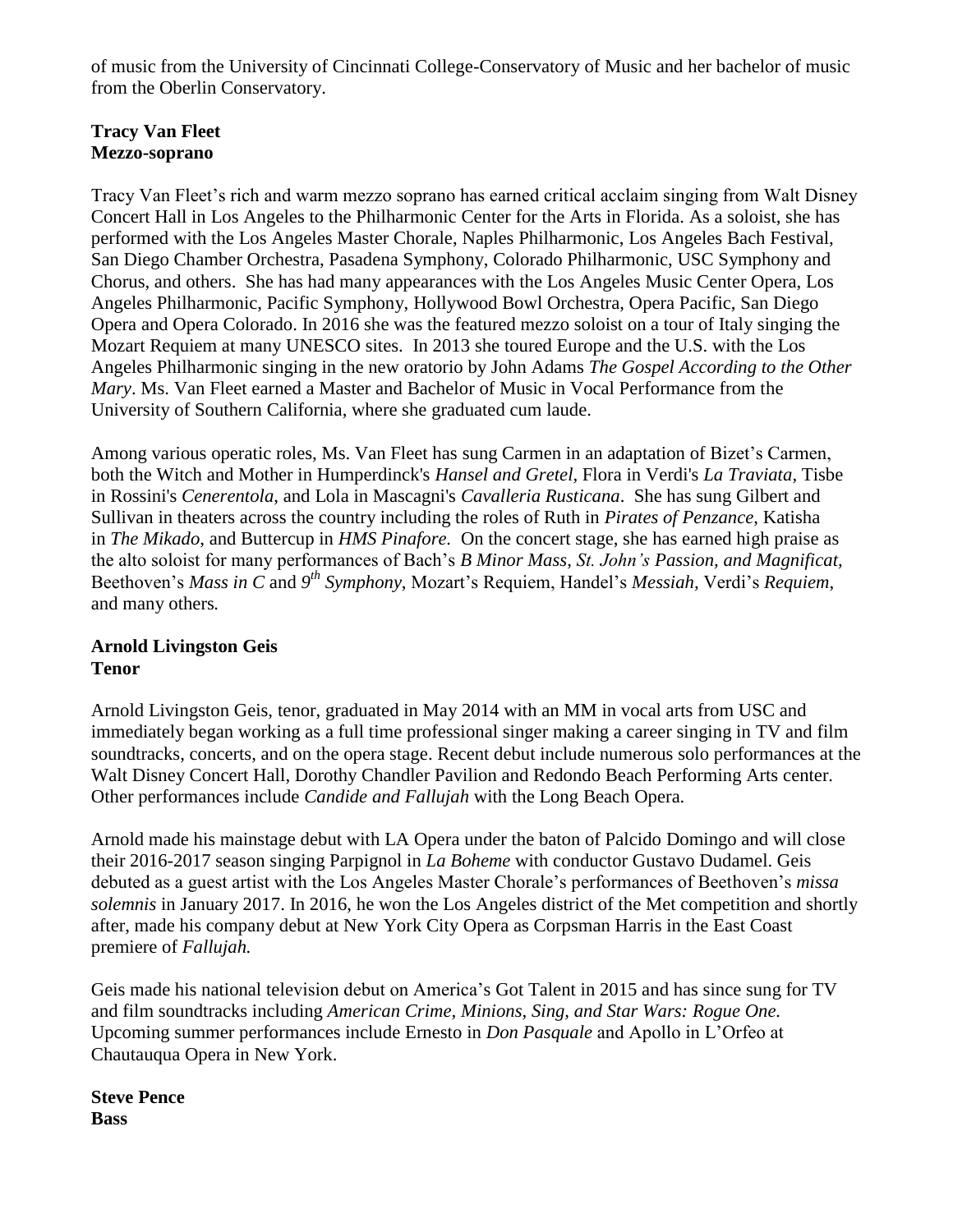of music from the University of Cincinnati College-Conservatory of Music and her bachelor of music from the Oberlin Conservatory.

**Tracy Van Fleet**
**Mezzo-soprano**

Tracy Van Fleet's rich and warm mezzo soprano has earned critical acclaim singing from Walt Disney Concert Hall in Los Angeles to the Philharmonic Center for the Arts in Florida. As a soloist, she has performed with the Los Angeles Master Chorale, Naples Philharmonic, Los Angeles Bach Festival, San Diego Chamber Orchestra, Pasadena Symphony, Colorado Philharmonic, USC Symphony and Chorus, and others. She has had many appearances with the Los Angeles Music Center Opera, Los Angeles Philharmonic, Pacific Symphony, Hollywood Bowl Orchestra, Opera Pacific, San Diego Opera and Opera Colorado. In 2016 she was the featured mezzo soloist on a tour of Italy singing the Mozart Requiem at many UNESCO sites. In 2013 she toured Europe and the U.S. with the Los Angeles Philharmonic singing in the new oratorio by John Adams *The Gospel According to the Other Mary*. Ms. Van Fleet earned a Master and Bachelor of Music in Vocal Performance from the University of Southern California, where she graduated cum laude.

Among various operatic roles, Ms. Van Fleet has sung Carmen in an adaptation of Bizet's Carmen, both the Witch and Mother in Humperdinck's *Hansel and Gretel,* Flora in Verdi's *La Traviata*, Tisbe in Rossini's *Cenerentola,* and Lola in Mascagni's *Cavalleria Rusticana*. She has sung Gilbert and Sullivan in theaters across the country including the roles of Ruth in *Pirates of Penzance*, Katisha in *The Mikado,* and Buttercup in *HMS Pinafore.* On the concert stage, she has earned high praise as the alto soloist for many performances of Bach's *B Minor Mass, St. John's Passion, and Magnificat,* Beethoven's *Mass in C* and *9th Symphony,* Mozart's Requiem, Handel's *Messiah,* Verdi's *Requiem*, and many others.

**Arnold Livingston Geis**
**Tenor**

Arnold Livingston Geis, tenor, graduated in May 2014 with an MM in vocal arts from USC and immediately began working as a full time professional singer making a career singing in TV and film soundtracks, concerts, and on the opera stage. Recent debut include numerous solo performances at the Walt Disney Concert Hall, Dorothy Chandler Pavilion and Redondo Beach Performing Arts center. Other performances include *Candide and Fallujah* with the Long Beach Opera.

Arnold made his mainstage debut with LA Opera under the baton of Palcido Domingo and will close their 2016-2017 season singing Parpignol in *La Boheme* with conductor Gustavo Dudamel. Geis debuted as a guest artist with the Los Angeles Master Chorale's performances of Beethoven's *missa solemnis* in January 2017. In 2016, he won the Los Angeles district of the Met competition and shortly after, made his company debut at New York City Opera as Corpsman Harris in the East Coast premiere of *Fallujah.*

Geis made his national television debut on America's Got Talent in 2015 and has since sung for TV and film soundtracks including *American Crime, Minions, Sing, and Star Wars: Rogue One.* Upcoming summer performances include Ernesto in *Don Pasquale* and Apollo in L'Orfeo at Chautauqua Opera in New York.

**Steve Pence**
**Bass**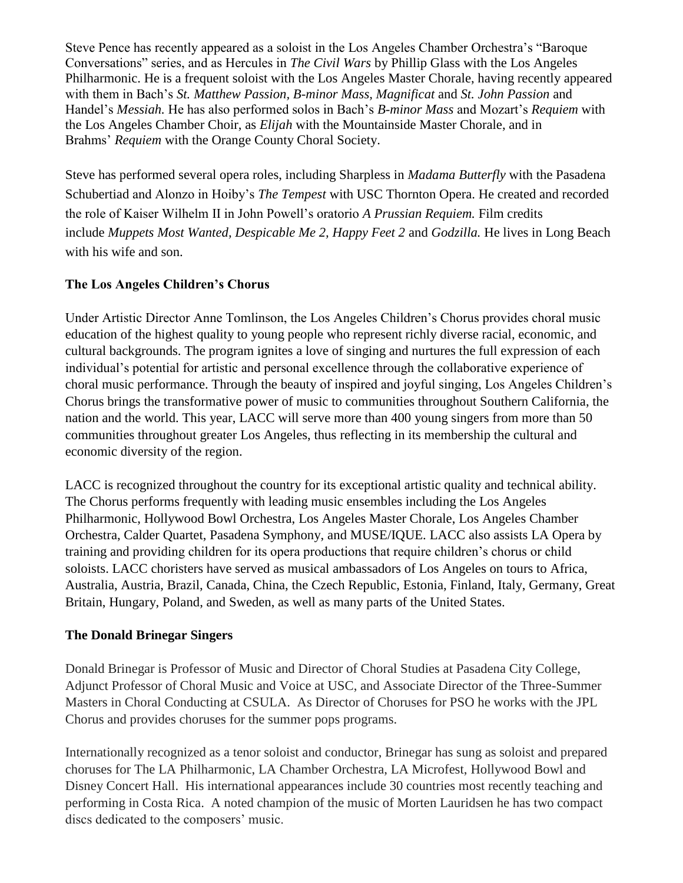Steve Pence has recently appeared as a soloist in the Los Angeles Chamber Orchestra's "Baroque Conversations" series, and as Hercules in *The Civil Wars* by Phillip Glass with the Los Angeles Philharmonic. He is a frequent soloist with the Los Angeles Master Chorale, having recently appeared with them in Bach's *St. Matthew Passion, B-minor Mass, Magnificat* and *St. John Passion* and Handel's *Messiah.* He has also performed solos in Bach's *B-minor Mass* and Mozart's *Requiem* with the Los Angeles Chamber Choir, as *Elijah* with the Mountainside Master Chorale, and in Brahms' *Requiem* with the Orange County Choral Society.

Steve has performed several opera roles, including Sharpless in *Madama Butterfly* with the Pasadena Schubertiad and Alonzo in Hoiby's *The Tempest* with USC Thornton Opera. He created and recorded the role of Kaiser Wilhelm II in John Powell's oratorio *A Prussian Requiem.* Film credits include *Muppets Most Wanted, Despicable Me 2, Happy Feet 2* and *Godzilla.* He lives in Long Beach with his wife and son.

**The Los Angeles Children's Chorus**

Under Artistic Director Anne Tomlinson, the Los Angeles Children's Chorus provides choral music education of the highest quality to young people who represent richly diverse racial, economic, and cultural backgrounds. The program ignites a love of singing and nurtures the full expression of each individual's potential for artistic and personal excellence through the collaborative experience of choral music performance. Through the beauty of inspired and joyful singing, Los Angeles Children's Chorus brings the transformative power of music to communities throughout Southern California, the nation and the world. This year, LACC will serve more than 400 young singers from more than 50 communities throughout greater Los Angeles, thus reflecting in its membership the cultural and economic diversity of the region.

LACC is recognized throughout the country for its exceptional artistic quality and technical ability. The Chorus performs frequently with leading music ensembles including the Los Angeles Philharmonic, Hollywood Bowl Orchestra, Los Angeles Master Chorale, Los Angeles Chamber Orchestra, Calder Quartet, Pasadena Symphony, and MUSE/IQUE. LACC also assists LA Opera by training and providing children for its opera productions that require children's chorus or child soloists. LACC choristers have served as musical ambassadors of Los Angeles on tours to Africa, Australia, Austria, Brazil, Canada, China, the Czech Republic, Estonia, Finland, Italy, Germany, Great Britain, Hungary, Poland, and Sweden, as well as many parts of the United States.

**The Donald Brinegar Singers**

Donald Brinegar is Professor of Music and Director of Choral Studies at Pasadena City College, Adjunct Professor of Choral Music and Voice at USC, and Associate Director of the Three-Summer Masters in Choral Conducting at CSULA. As Director of Choruses for PSO he works with the JPL Chorus and provides choruses for the summer pops programs.

Internationally recognized as a tenor soloist and conductor, Brinegar has sung as soloist and prepared choruses for The LA Philharmonic, LA Chamber Orchestra, LA Microfest, Hollywood Bowl and Disney Concert Hall. His international appearances include 30 countries most recently teaching and performing in Costa Rica. A noted champion of the music of Morten Lauridsen he has two compact discs dedicated to the composers' music.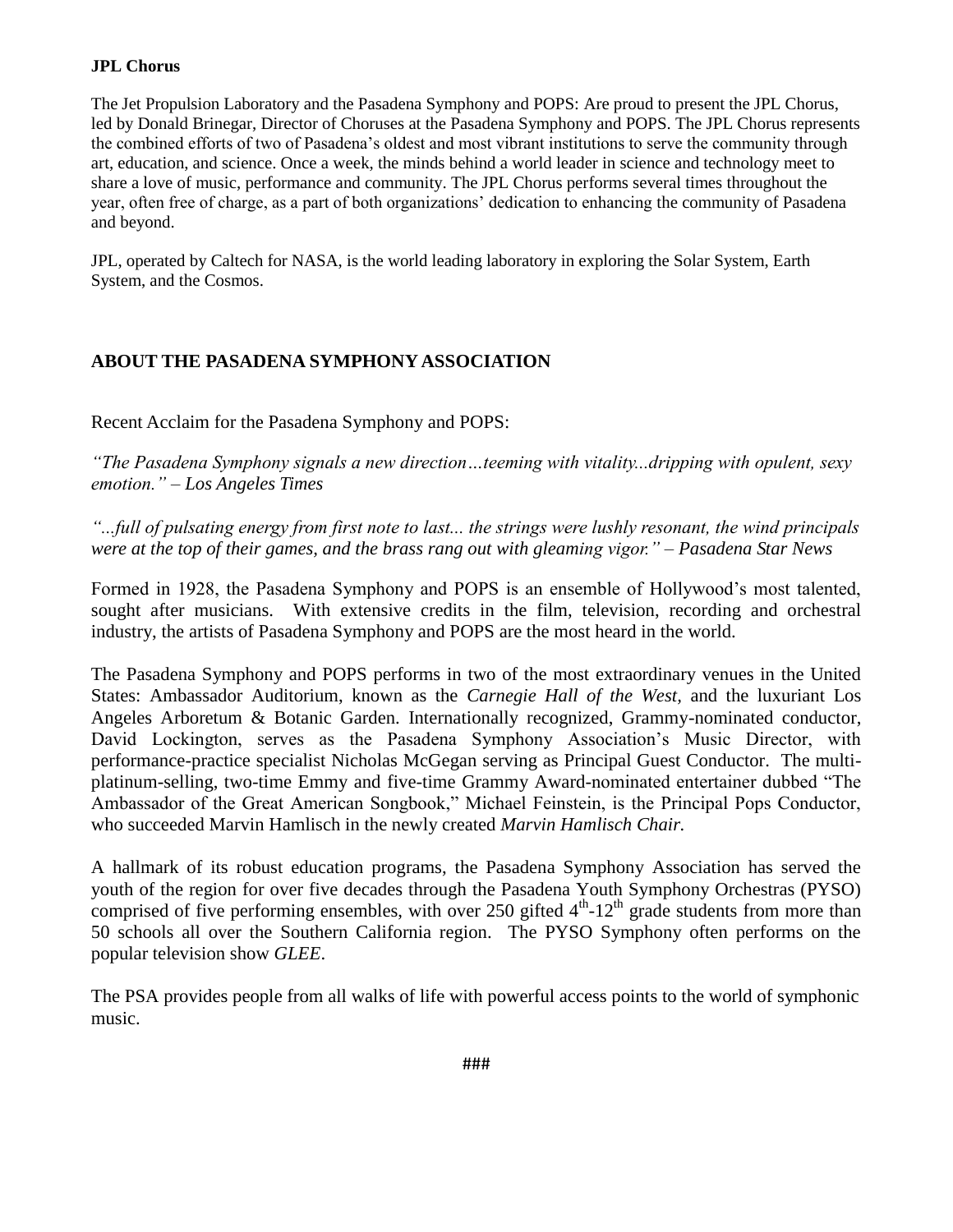**JPL Chorus**

The Jet Propulsion Laboratory and the Pasadena Symphony and POPS: Are proud to present the JPL Chorus, led by Donald Brinegar, Director of Choruses at the Pasadena Symphony and POPS. The JPL Chorus represents the combined efforts of two of Pasadena's oldest and most vibrant institutions to serve the community through art, education, and science. Once a week, the minds behind a world leader in science and technology meet to share a love of music, performance and community. The JPL Chorus performs several times throughout the year, often free of charge, as a part of both organizations' dedication to enhancing the community of Pasadena and beyond.

JPL, operated by Caltech for NASA, is the world leading laboratory in exploring the Solar System, Earth System, and the Cosmos.

## ABOUT THE PASADENA SYMPHONY ASSOCIATION

Recent Acclaim for the Pasadena Symphony and POPS:

*"The Pasadena Symphony signals a new direction…teeming with vitality...dripping with opulent, sexy emotion." – Los Angeles Times*

*"...full of pulsating energy from first note to last... the strings were lushly resonant, the wind principals were at the top of their games, and the brass rang out with gleaming vigor." – Pasadena Star News*

Formed in 1928, the Pasadena Symphony and POPS is an ensemble of Hollywood's most talented, sought after musicians. With extensive credits in the film, television, recording and orchestral industry, the artists of Pasadena Symphony and POPS are the most heard in the world.

The Pasadena Symphony and POPS performs in two of the most extraordinary venues in the United States: Ambassador Auditorium, known as the *Carnegie Hall of the West*, and the luxuriant Los Angeles Arboretum & Botanic Garden. Internationally recognized, Grammy-nominated conductor, David Lockington, serves as the Pasadena Symphony Association's Music Director, with performance-practice specialist Nicholas McGegan serving as Principal Guest Conductor. The multi-platinum-selling, two-time Emmy and five-time Grammy Award-nominated entertainer dubbed "The Ambassador of the Great American Songbook," Michael Feinstein, is the Principal Pops Conductor, who succeeded Marvin Hamlisch in the newly created *Marvin Hamlisch Chair.*

A hallmark of its robust education programs, the Pasadena Symphony Association has served the youth of the region for over five decades through the Pasadena Youth Symphony Orchestras (PYSO) comprised of five performing ensembles, with over 250 gifted 4th-12th grade students from more than 50 schools all over the Southern California region. The PYSO Symphony often performs on the popular television show *GLEE*.

The PSA provides people from all walks of life with powerful access points to the world of symphonic music.

###